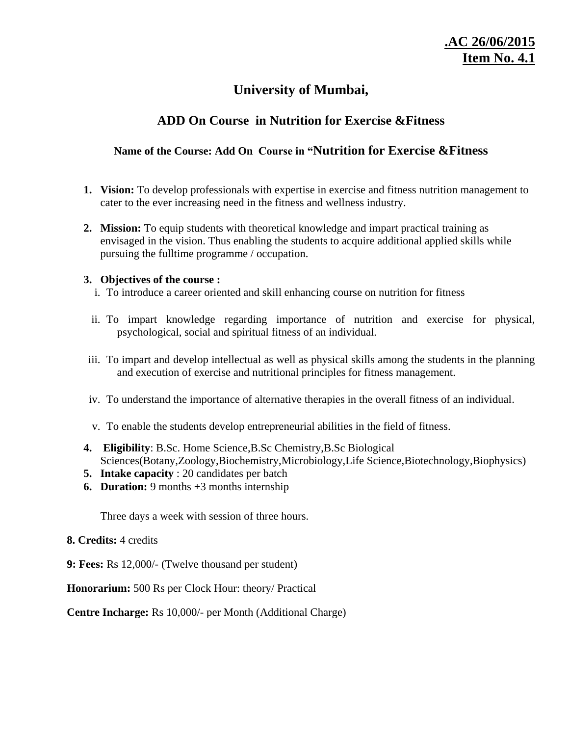**.AC 26/06/2015**
**Item No. 4.1**

# University of Mumbai,

## ADD On Course in Nutrition for Exercise &Fitness

### Name of the Course: Add On Course in "Nutrition for Exercise &Fitness

1. **Vision:** To develop professionals with expertise in exercise and fitness nutrition management to cater to the ever increasing need in the fitness and wellness industry.

2. **Mission:** To equip students with theoretical knowledge and impart practical training as envisaged in the vision. Thus enabling the students to acquire additional applied skills while pursuing the fulltime programme / occupation.

3. **Objectives of the course :**
   i. To introduce a career oriented and skill enhancing course on nutrition for fitness

   ii. To impart knowledge regarding importance of nutrition and exercise for physical, psychological, social and spiritual fitness of an individual.

   iii. To impart and develop intellectual as well as physical skills among the students in the planning and execution of exercise and nutritional principles for fitness management.

   iv. To understand the importance of alternative therapies in the overall fitness of an individual.

   v. To enable the students develop entrepreneurial abilities in the field of fitness.

4. **Eligibility**: B.Sc. Home Science,B.Sc Chemistry,B.Sc Biological Sciences(Botany,Zoology,Biochemistry,Microbiology,Life Science,Biotechnology,Biophysics)
5. **Intake capacity** : 20 candidates per batch
6. **Duration:** 9 months +3 months internship

   Three days a week with session of three hours.

**8. Credits:** 4 credits

**9: Fees:** Rs 12,000/- (Twelve thousand per student)

**Honorarium:** 500 Rs per Clock Hour: theory/ Practical

**Centre Incharge:** Rs 10,000/- per Month (Additional Charge)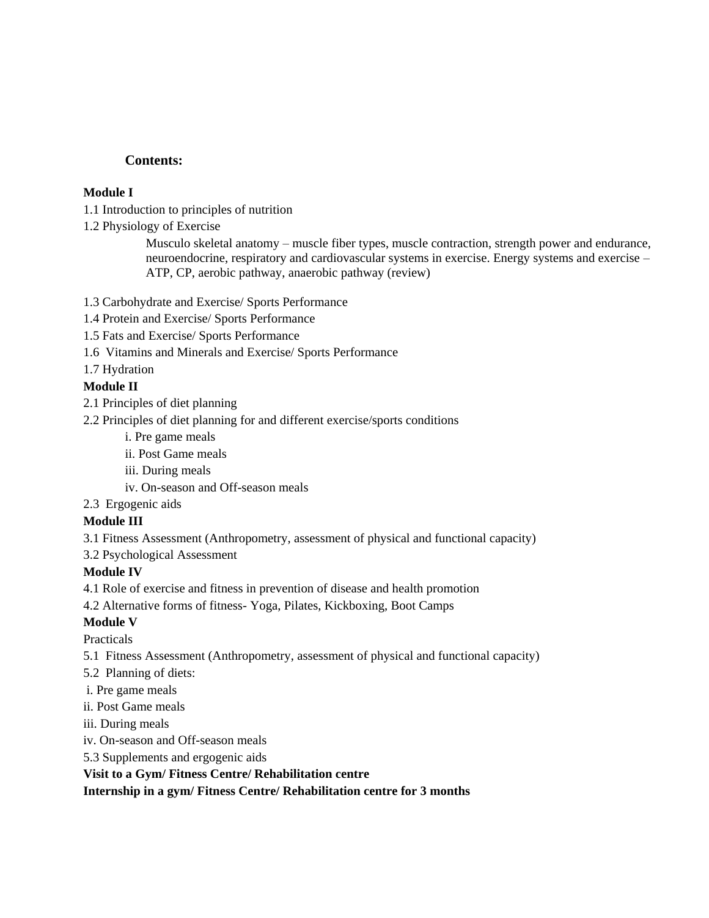## Contents:

**Module I**

1.1 Introduction to principles of nutrition

1.2 Physiology of Exercise

> Musculo skeletal anatomy – muscle fiber types, muscle contraction, strength power and endurance, neuroendocrine, respiratory and cardiovascular systems in exercise. Energy systems and exercise – ATP, CP, aerobic pathway, anaerobic pathway (review)

1.3 Carbohydrate and Exercise/ Sports Performance

1.4 Protein and Exercise/ Sports Performance

1.5 Fats and Exercise/ Sports Performance

1.6 Vitamins and Minerals and Exercise/ Sports Performance

1.7 Hydration

**Module II**

2.1 Principles of diet planning

2.2 Principles of diet planning for and different exercise/sports conditions

- i. Pre game meals
- ii. Post Game meals
- iii. During meals
- iv. On-season and Off-season meals

2.3 Ergogenic aids

**Module III**

3.1 Fitness Assessment (Anthropometry, assessment of physical and functional capacity)

3.2 Psychological Assessment

**Module IV**

4.1 Role of exercise and fitness in prevention of disease and health promotion

4.2 Alternative forms of fitness- Yoga, Pilates, Kickboxing, Boot Camps

**Module V**

Practicals

5.1 Fitness Assessment (Anthropometry, assessment of physical and functional capacity)

5.2 Planning of diets:

i. Pre game meals

ii. Post Game meals

iii. During meals

iv. On-season and Off-season meals

5.3 Supplements and ergogenic aids

**Visit to a Gym/ Fitness Centre/ Rehabilitation centre**

**Internship in a gym/ Fitness Centre/ Rehabilitation centre for 3 months**